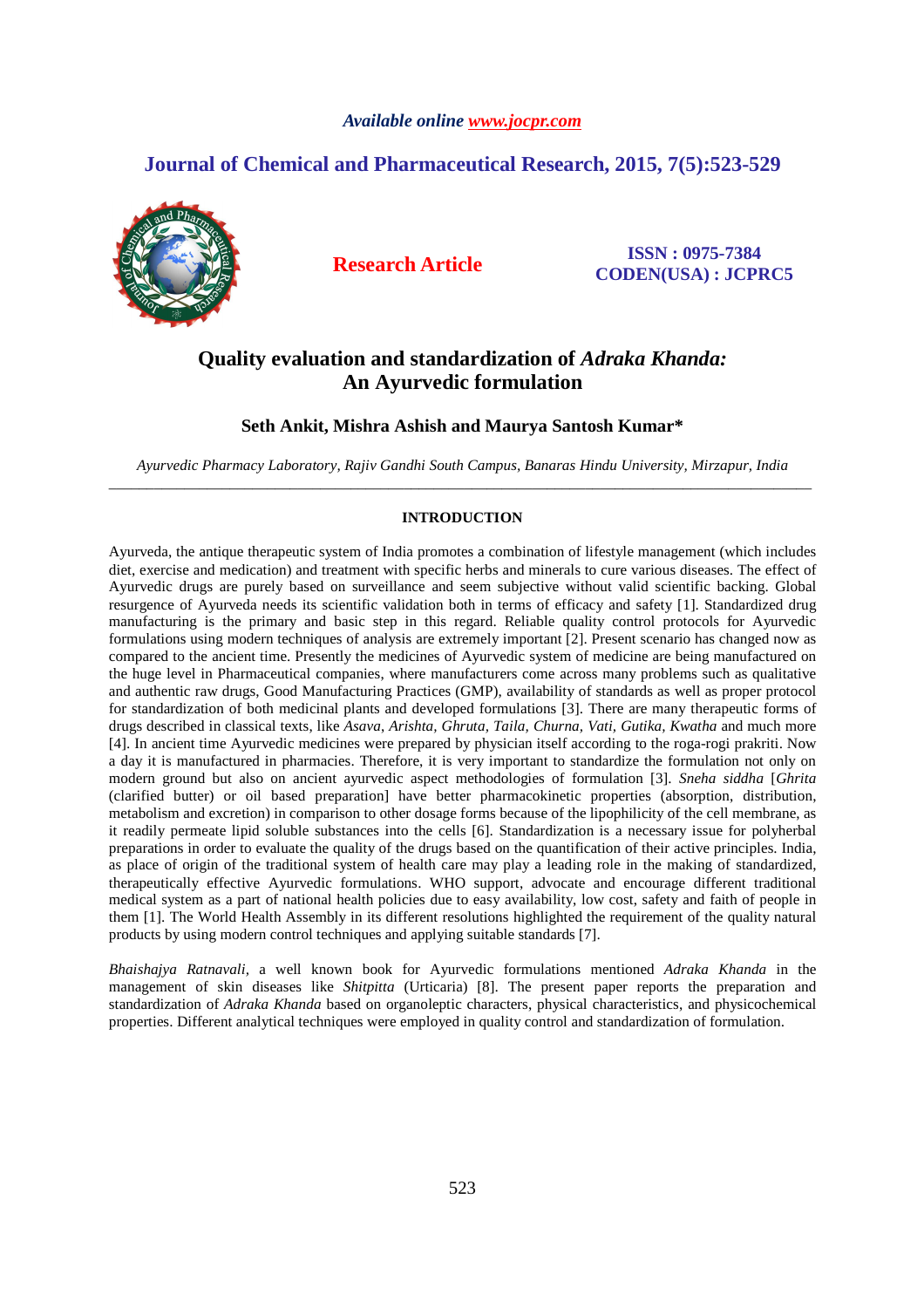*Available online www.jocpr.com*

**Journal of Chemical and Pharmaceutical Research, 2015, 7(5):523-529**

**Research Article**

**ISSN : 0975-7384**
**CODEN(USA) : JCPRC5**

# Quality evaluation and standardization of *Adraka Khanda:* An Ayurvedic formulation

**Seth Ankit, Mishra Ashish and Maurya Santosh Kumar\***

*Ayurvedic Pharmacy Laboratory, Rajiv Gandhi South Campus, Banaras Hindu University, Mirzapur, India*

---

## INTRODUCTION

Ayurveda, the antique therapeutic system of India promotes a combination of lifestyle management (which includes diet, exercise and medication) and treatment with specific herbs and minerals to cure various diseases. The effect of Ayurvedic drugs are purely based on surveillance and seem subjective without valid scientific backing. Global resurgence of Ayurveda needs its scientific validation both in terms of efficacy and safety [1]. Standardized drug manufacturing is the primary and basic step in this regard. Reliable quality control protocols for Ayurvedic formulations using modern techniques of analysis are extremely important [2]. Present scenario has changed now as compared to the ancient time. Presently the medicines of Ayurvedic system of medicine are being manufactured on the huge level in Pharmaceutical companies, where manufacturers come across many problems such as qualitative and authentic raw drugs, Good Manufacturing Practices (GMP), availability of standards as well as proper protocol for standardization of both medicinal plants and developed formulations [3]. There are many therapeutic forms of drugs described in classical texts, like *Asava, Arishta, Ghruta, Taila, Churna, Vati, Gutika, Kwatha* and much more [4]. In ancient time Ayurvedic medicines were prepared by physician itself according to the roga-rogi prakriti. Now a day it is manufactured in pharmacies. Therefore, it is very important to standardize the formulation not only on modern ground but also on ancient ayurvedic aspect methodologies of formulation [3]. *Sneha siddha* [*Ghrita* (clarified butter) or oil based preparation] have better pharmacokinetic properties (absorption, distribution, metabolism and excretion) in comparison to other dosage forms because of the lipophilicity of the cell membrane, as it readily permeate lipid soluble substances into the cells [6]. Standardization is a necessary issue for polyherbal preparations in order to evaluate the quality of the drugs based on the quantification of their active principles. India, as place of origin of the traditional system of health care may play a leading role in the making of standardized, therapeutically effective Ayurvedic formulations. WHO support, advocate and encourage different traditional medical system as a part of national health policies due to easy availability, low cost, safety and faith of people in them [1]. The World Health Assembly in its different resolutions highlighted the requirement of the quality natural products by using modern control techniques and applying suitable standards [7].

*Bhaishajya Ratnavali*, a well known book for Ayurvedic formulations mentioned *Adraka Khanda* in the management of skin diseases like *Shitpitta* (Urticaria) [8]. The present paper reports the preparation and standardization of *Adraka Khanda* based on organoleptic characters, physical characteristics, and physicochemical properties. Different analytical techniques were employed in quality control and standardization of formulation.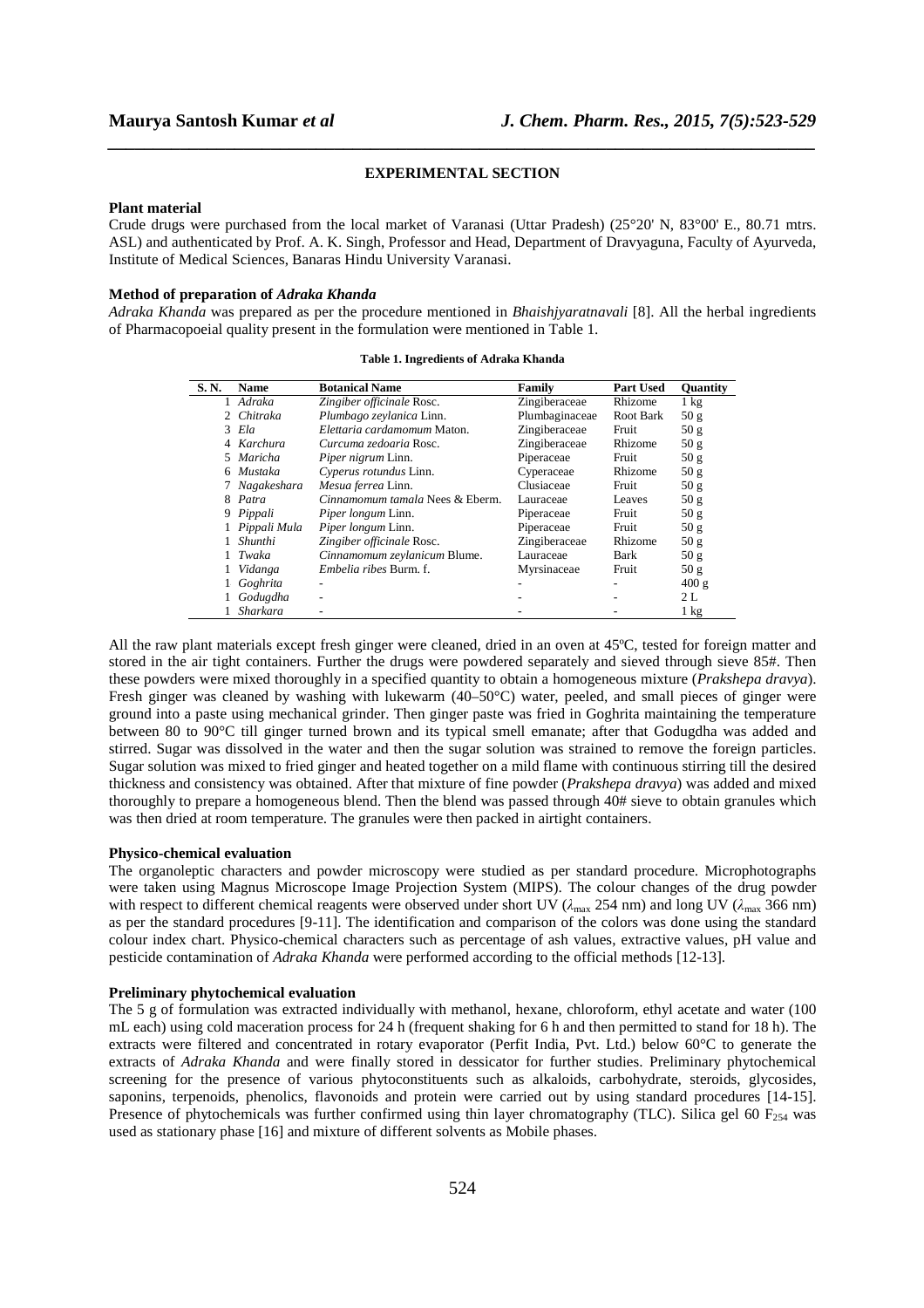## EXPERIMENTAL SECTION

### Plant material

Crude drugs were purchased from the local market of Varanasi (Uttar Pradesh) (25°20' N, 83°00' E., 80.71 mtrs. ASL) and authenticated by Prof. A. K. Singh, Professor and Head, Department of Dravyaguna, Faculty of Ayurveda, Institute of Medical Sciences, Banaras Hindu University Varanasi.

### Method of preparation of *Adraka Khanda*

*Adraka Khanda* was prepared as per the procedure mentioned in *Bhaishjyaratnavali* [8]. All the herbal ingredients of Pharmacopoeial quality present in the formulation were mentioned in Table 1.

**Table 1. Ingredients of Adraka Khanda**

| S. N. | Name | Botanical Name | Family | Part Used | Quantity |
|---|---|---|---|---|---|
| 1 | *Adraka* | *Zingiber officinale* Rosc. | Zingiberaceae | Rhizome | 1 kg |
| 2 | *Chitraka* | *Plumbago zeylanica* Linn. | Plumbaginaceae | Root Bark | 50 g |
| 3 | *Ela* | *Elettaria cardamomum* Maton. | Zingiberaceae | Fruit | 50 g |
| 4 | *Karchura* | *Curcuma zedoaria* Rosc. | Zingiberaceae | Rhizome | 50 g |
| 5 | *Maricha* | *Piper nigrum* Linn. | Piperaceae | Fruit | 50 g |
| 6 | *Mustaka* | *Cyperus rotundus* Linn. | Cyperaceae | Rhizome | 50 g |
| 7 | *Nagakeshara* | *Mesua ferrea* Linn. | Clusiaceae | Fruit | 50 g |
| 8 | *Patra* | *Cinnamomum tamala* Nees & Eberm. | Lauraceae | Leaves | 50 g |
| 9 | *Pippali* | *Piper longum* Linn. | Piperaceae | Fruit | 50 g |
| 1 | *Pippali Mula* | *Piper longum* Linn. | Piperaceae | Fruit | 50 g |
| 1 | *Shunthi* | *Zingiber officinale* Rosc. | Zingiberaceae | Rhizome | 50 g |
| 1 | *Twaka* | *Cinnamomum zeylanicum* Blume. | Lauraceae | Bark | 50 g |
| 1 | *Vidanga* | *Embelia ribes* Burm. f. | Myrsinaceae | Fruit | 50 g |
| 1 | *Goghrita* | - | - | - | 400 g |
| 1 | *Godugdha* | - | - | - | 2 L |
| 1 | *Sharkara* | - | - | - | 1 kg |

All the raw plant materials except fresh ginger were cleaned, dried in an oven at 45ºC, tested for foreign matter and stored in the air tight containers. Further the drugs were powdered separately and sieved through sieve 85#. Then these powders were mixed thoroughly in a specified quantity to obtain a homogeneous mixture (*Prakshepa dravya*). Fresh ginger was cleaned by washing with lukewarm (40–50°C) water, peeled, and small pieces of ginger were ground into a paste using mechanical grinder. Then ginger paste was fried in Goghrita maintaining the temperature between 80 to 90°C till ginger turned brown and its typical smell emanate; after that Godugdha was added and stirred. Sugar was dissolved in the water and then the sugar solution was strained to remove the foreign particles. Sugar solution was mixed to fried ginger and heated together on a mild flame with continuous stirring till the desired thickness and consistency was obtained. After that mixture of fine powder (*Prakshepa dravya*) was added and mixed thoroughly to prepare a homogeneous blend. Then the blend was passed through 40# sieve to obtain granules which was then dried at room temperature. The granules were then packed in airtight containers.

### Physico-chemical evaluation

The organoleptic characters and powder microscopy were studied as per standard procedure. Microphotographs were taken using Magnus Microscope Image Projection System (MIPS). The colour changes of the drug powder with respect to different chemical reagents were observed under short UV ($\lambda_{max}$ 254 nm) and long UV ($\lambda_{max}$ 366 nm) as per the standard procedures [9-11]. The identification and comparison of the colors was done using the standard colour index chart. Physico-chemical characters such as percentage of ash values, extractive values, pH value and pesticide contamination of *Adraka Khanda* were performed according to the official methods [12-13].

### Preliminary phytochemical evaluation

The 5 g of formulation was extracted individually with methanol, hexane, chloroform, ethyl acetate and water (100 mL each) using cold maceration process for 24 h (frequent shaking for 6 h and then permitted to stand for 18 h). The extracts were filtered and concentrated in rotary evaporator (Perfit India, Pvt. Ltd.) below 60°C to generate the extracts of *Adraka Khanda* and were finally stored in dessicator for further studies. Preliminary phytochemical screening for the presence of various phytoconstituents such as alkaloids, carbohydrate, steroids, glycosides, saponins, terpenoids, phenolics, flavonoids and protein were carried out by using standard procedures [14-15]. Presence of phytochemicals was further confirmed using thin layer chromatography (TLC). Silica gel 60 $F_{254}$ was used as stationary phase [16] and mixture of different solvents as Mobile phases.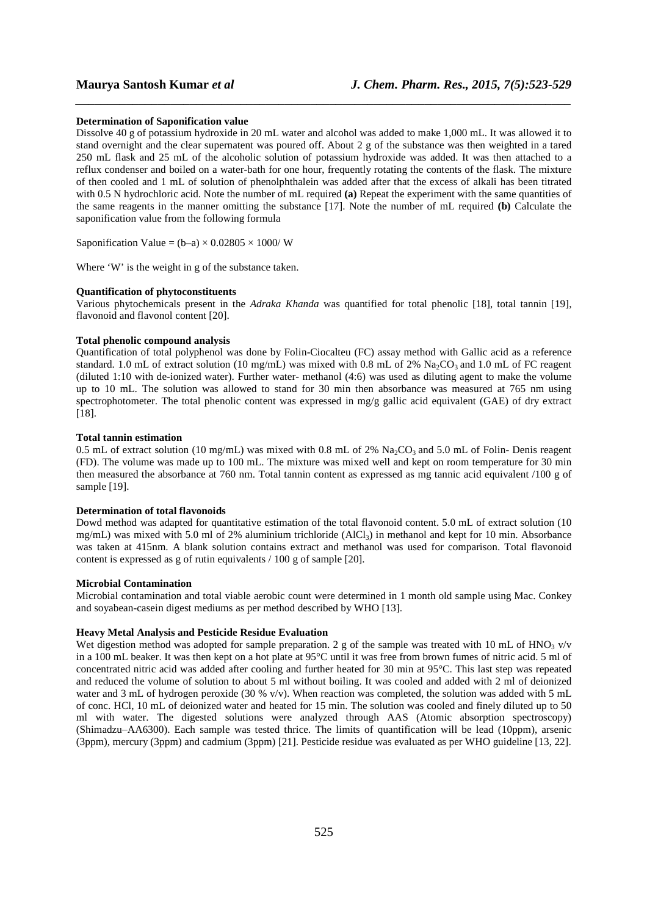**Determination of Saponification value**

Dissolve 40 g of potassium hydroxide in 20 mL water and alcohol was added to make 1,000 mL. It was allowed it to stand overnight and the clear supernatent was poured off. About 2 g of the substance was then weighted in a tared 250 mL flask and 25 mL of the alcoholic solution of potassium hydroxide was added. It was then attached to a reflux condenser and boiled on a water-bath for one hour, frequently rotating the contents of the flask. The mixture of then cooled and 1 mL of solution of phenolphthalein was added after that the excess of alkali has been titrated with 0.5 N hydrochloric acid. Note the number of mL required **(a)** Repeat the experiment with the same quantities of the same reagents in the manner omitting the substance [17]. Note the number of mL required **(b)** Calculate the saponification value from the following formula

Saponification Value = $(b–a) \times 0.02805 \times 1000/ W$

Where 'W' is the weight in g of the substance taken.

**Quantification of phytoconstituents**

Various phytochemicals present in the *Adraka Khanda* was quantified for total phenolic [18], total tannin [19], flavonoid and flavonol content [20].

**Total phenolic compound analysis**

Quantification of total polyphenol was done by Folin-Ciocalteu (FC) assay method with Gallic acid as a reference standard. 1.0 mL of extract solution (10 mg/mL) was mixed with 0.8 mL of 2% $Na_2CO_3$ and 1.0 mL of FC reagent (diluted 1:10 with de-ionized water). Further water- methanol (4:6) was used as diluting agent to make the volume up to 10 mL. The solution was allowed to stand for 30 min then absorbance was measured at 765 nm using spectrophotometer. The total phenolic content was expressed in mg/g gallic acid equivalent (GAE) of dry extract [18].

**Total tannin estimation**

0.5 mL of extract solution (10 mg/mL) was mixed with 0.8 mL of 2% $Na_2CO_3$ and 5.0 mL of Folin- Denis reagent (FD). The volume was made up to 100 mL. The mixture was mixed well and kept on room temperature for 30 min then measured the absorbance at 760 nm. Total tannin content as expressed as mg tannic acid equivalent /100 g of sample [19].

**Determination of total flavonoids**

Dowd method was adapted for quantitative estimation of the total flavonoid content. 5.0 mL of extract solution (10 mg/mL) was mixed with 5.0 ml of 2% aluminium trichloride ($AlCl_3$) in methanol and kept for 10 min. Absorbance was taken at 415nm. A blank solution contains extract and methanol was used for comparison. Total flavonoid content is expressed as g of rutin equivalents / 100 g of sample [20].

**Microbial Contamination**

Microbial contamination and total viable aerobic count were determined in 1 month old sample using Mac. Conkey and soyabean-casein digest mediums as per method described by WHO [13].

**Heavy Metal Analysis and Pesticide Residue Evaluation**

Wet digestion method was adopted for sample preparation. 2 g of the sample was treated with 10 mL of $HNO_3$ v/v in a 100 mL beaker. It was then kept on a hot plate at 95°C until it was free from brown fumes of nitric acid. 5 ml of concentrated nitric acid was added after cooling and further heated for 30 min at 95°C. This last step was repeated and reduced the volume of solution to about 5 ml without boiling. It was cooled and added with 2 ml of deionized water and 3 mL of hydrogen peroxide (30 % v/v). When reaction was completed, the solution was added with 5 mL of conc. HCl, 10 mL of deionized water and heated for 15 min. The solution was cooled and finely diluted up to 50 ml with water. The digested solutions were analyzed through AAS (Atomic absorption spectroscopy) (Shimadzu–AA6300). Each sample was tested thrice. The limits of quantification will be lead (10ppm), arsenic (3ppm), mercury (3ppm) and cadmium (3ppm) [21]. Pesticide residue was evaluated as per WHO guideline [13, 22].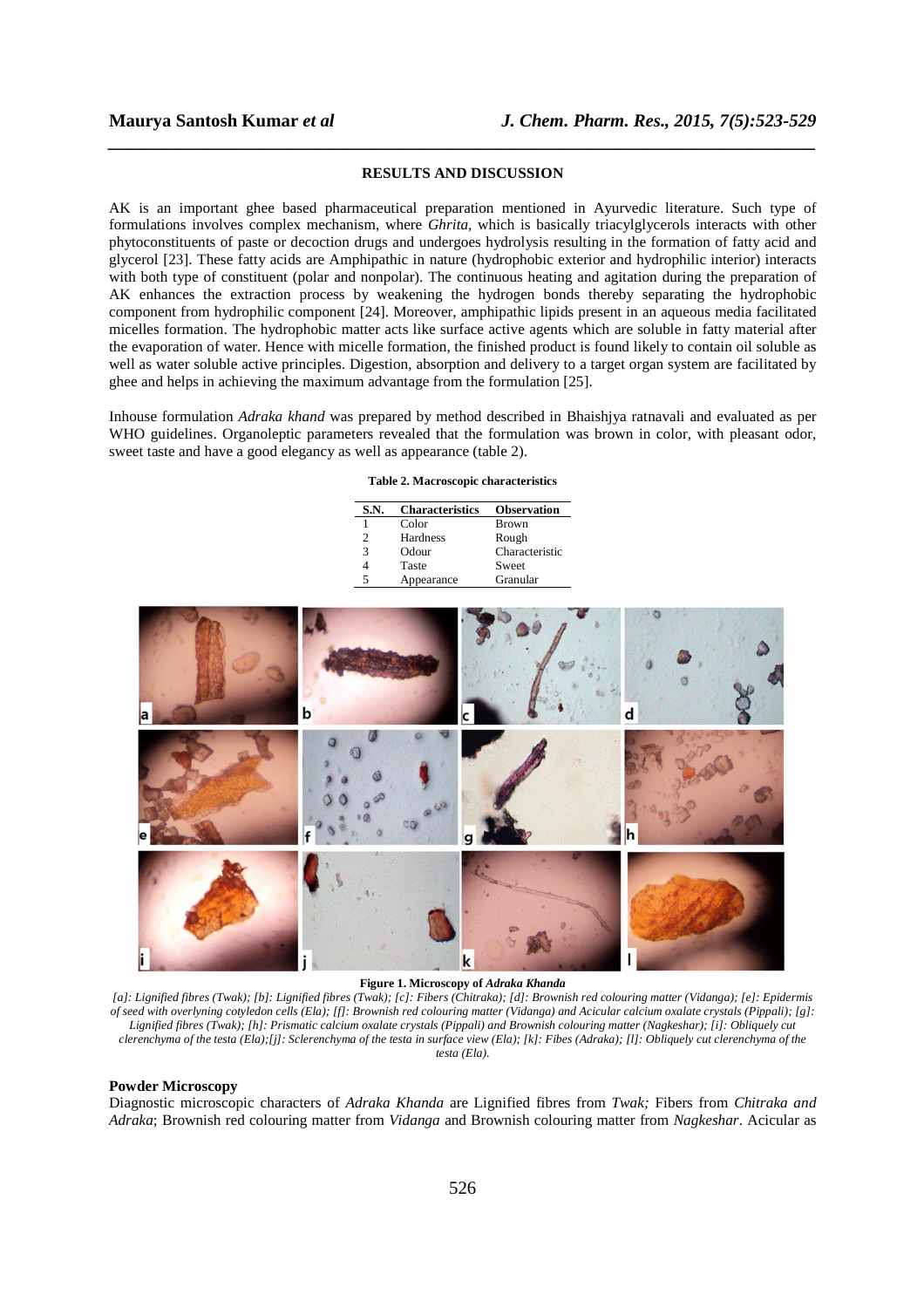## RESULTS AND DISCUSSION

AK is an important ghee based pharmaceutical preparation mentioned in Ayurvedic literature. Such type of formulations involves complex mechanism, where *Ghrita*, which is basically triacylglycerols interacts with other phytoconstituents of paste or decoction drugs and undergoes hydrolysis resulting in the formation of fatty acid and glycerol [23]. These fatty acids are Amphipathic in nature (hydrophobic exterior and hydrophilic interior) interacts with both type of constituent (polar and nonpolar). The continuous heating and agitation during the preparation of AK enhances the extraction process by weakening the hydrogen bonds thereby separating the hydrophobic component from hydrophilic component [24]. Moreover, amphipathic lipids present in an aqueous media facilitated micelles formation. The hydrophobic matter acts like surface active agents which are soluble in fatty material after the evaporation of water. Hence with micelle formation, the finished product is found likely to contain oil soluble as well as water soluble active principles. Digestion, absorption and delivery to a target organ system are facilitated by ghee and helps in achieving the maximum advantage from the formulation [25].

Inhouse formulation *Adraka khand* was prepared by method described in Bhaishjya ratnavali and evaluated as per WHO guidelines. Organoleptic parameters revealed that the formulation was brown in color, with pleasant odor, sweet taste and have a good elegancy as well as appearance (table 2).

**Table 2. Macroscopic characteristics**

| S.N. | Characteristics | Observation |
|---|---|---|
| 1 | Color | Brown |
| 2 | Hardness | Rough |
| 3 | Odour | Characteristic |
| 4 | Taste | Sweet |
| 5 | Appearance | Granular |

**Figure 1. Microscopy of *Adraka Khanda***

*[a]: Lignified fibres (Twak); [b]: Lignified fibres (Twak); [c]: Fibers (Chitraka); [d]: Brownish red colouring matter (Vidanga); [e]: Epidermis of seed with overlyning cotyledon cells (Ela); [f]: Brownish red colouring matter (Vidanga) and Acicular calcium oxalate crystals (Pippali); [g]: Lignified fibres (Twak); [h]: Prismatic calcium oxalate crystals (Pippali) and Brownish colouring matter (Nagkeshar); [i]: Obliquely cut clerenchyma of the testa (Ela);[j]: Sclerenchyma of the testa in surface view (Ela); [k]: Fibes (Adraka); [l]: Obliquely cut clerenchyma of the testa (Ela).*

### Powder Microscopy

Diagnostic microscopic characters of *Adraka Khanda* are Lignified fibres from *Twak;* Fibers from *Chitraka and Adraka*; Brownish red colouring matter from *Vidanga* and Brownish colouring matter from *Nagkeshar*. Acicular as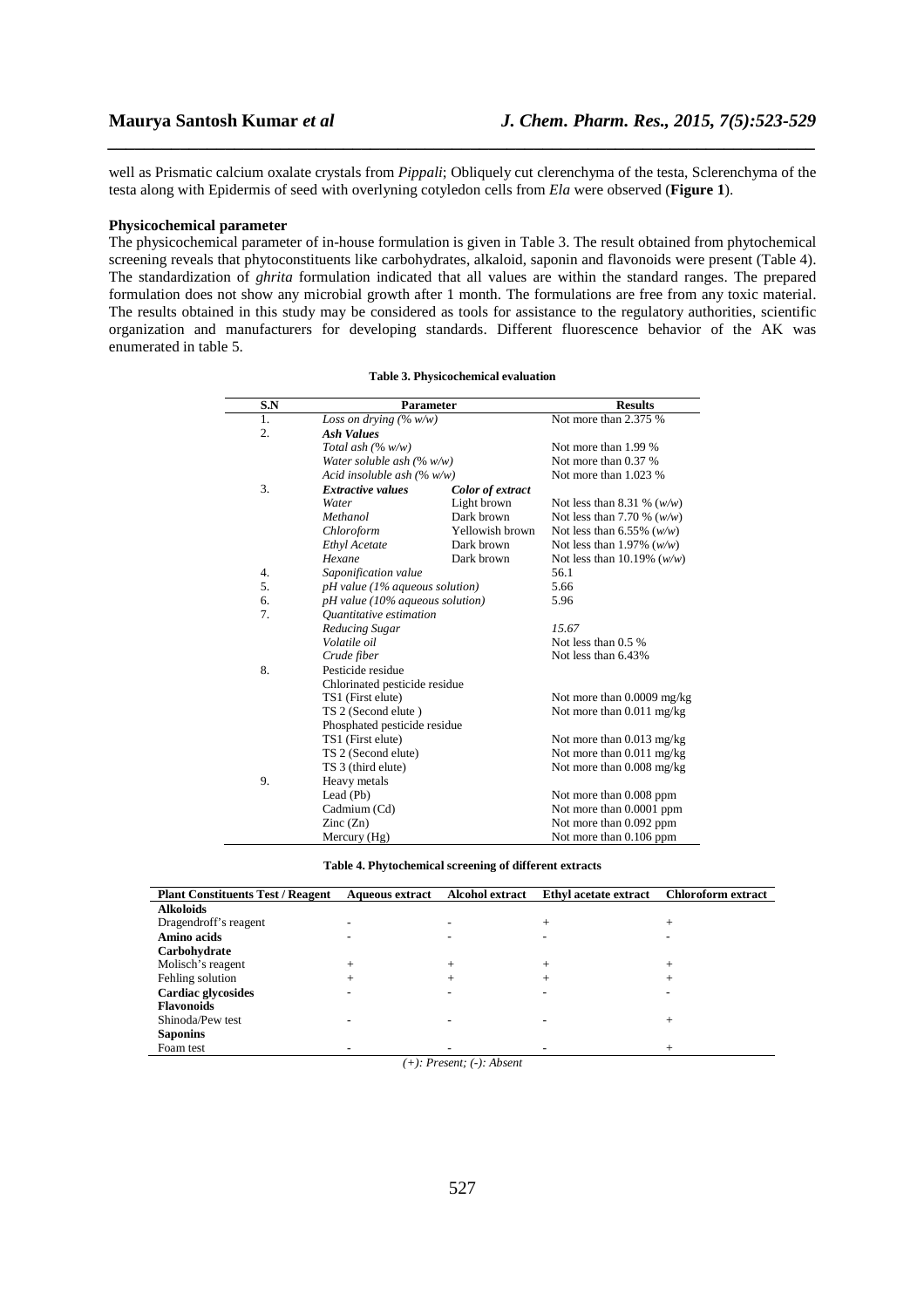well as Prismatic calcium oxalate crystals from *Pippali*; Obliquely cut clerenchyma of the testa, Sclerenchyma of the testa along with Epidermis of seed with overlyning cotyledon cells from *Ela* were observed (**Figure 1**).

### Physicochemical parameter

The physicochemical parameter of in-house formulation is given in Table 3. The result obtained from phytochemical screening reveals that phytoconstituents like carbohydrates, alkaloid, saponin and flavonoids were present (Table 4). The standardization of *ghrita* formulation indicated that all values are within the standard ranges. The prepared formulation does not show any microbial growth after 1 month. The formulations are free from any toxic material. The results obtained in this study may be considered as tools for assistance to the regulatory authorities, scientific organization and manufacturers for developing standards. Different fluorescence behavior of the AK was enumerated in table 5.

**Table 3. Physicochemical evaluation**

| S.N | Parameter | | Results |
|---|---|---|---|
| 1. | *Loss on drying (% w/w)* | | Not more than 2.375 % |
| 2. | ***Ash Values*** | | |
| | *Total ash (% w/w)* | | Not more than 1.99 % |
| | *Water soluble ash (% w/w)* | | Not more than 0.37 % |
| | *Acid insoluble ash (% w/w)* | | Not more than 1.023 % |
| 3. | ***Extractive values*** | ***Color of extract*** | |
| | *Water* | Light brown | Not less than 8.31 % (*w/w*) |
| | *Methanol* | Dark brown | Not less than 7.70 % (*w/w*) |
| | *Chloroform* | Yellowish brown | Not less than 6.55% (*w/w*) |
| | *Ethyl Acetate* | Dark brown | Not less than 1.97% (*w/w*) |
| | *Hexane* | Dark brown | Not less than 10.19% (*w/w*) |
| 4. | *Saponification value* | | 56.1 |
| 5. | *pH value (1% aqueous solution)* | | 5.66 |
| 6. | *pH value (10% aqueous solution)* | | 5.96 |
| 7. | *Quantitative estimation* | | |
| | *Reducing Sugar* | | *15.67* |
| | *Volatile oil* | | Not less than 0.5 % |
| | *Crude fiber* | | Not less than 6.43% |
| 8. | Pesticide residue | | |
| | Chlorinated pesticide residue | | |
| | TS1 (First elute) | | Not more than 0.0009 mg/kg |
| | TS 2 (Second elute ) | | Not more than 0.011 mg/kg |
| | Phosphated pesticide residue | | |
| | TS1 (First elute) | | Not more than 0.013 mg/kg |
| | TS 2 (Second elute) | | Not more than 0.011 mg/kg |
| | TS 3 (third elute) | | Not more than 0.008 mg/kg |
| 9. | Heavy metals | | |
| | Lead (Pb) | | Not more than 0.008 ppm |
| | Cadmium (Cd) | | Not more than 0.0001 ppm |
| | Zinc (Zn) | | Not more than 0.092 ppm |
| | Mercury (Hg) | | Not more than 0.106 ppm |

**Table 4. Phytochemical screening of different extracts**

| Plant Constituents Test / Reagent | Aqueous extract | Alcohol extract | Ethyl acetate extract | Chloroform extract |
|---|---|---|---|---|
| **Alkoloids** | | | | |
| Dragendroff's reagent | - | - | + | + |
| **Amino acids** | - | - | - | - |
| **Carbohydrate** | | | | |
| Molisch's reagent | + | + | + | + |
| Fehling solution | + | + | + | + |
| **Cardiac glycosides** | - | - | - | - |
| **Flavonoids** | | | | |
| Shinoda/Pew test | - | - | - | + |
| **Saponins** | | | | |
| Foam test | - | - | - | + |

*(+): Present; (-): Absent*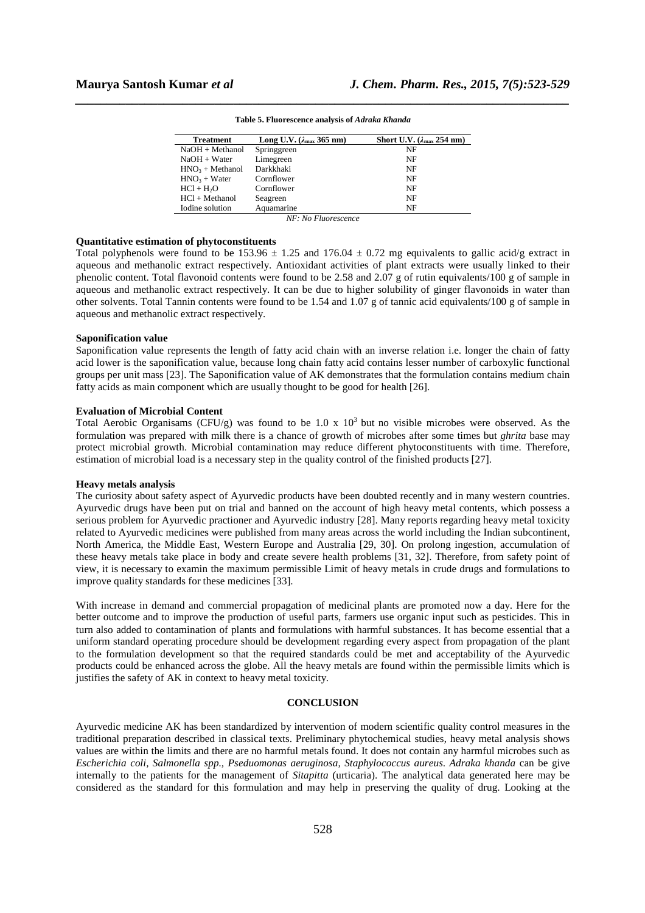**Table 5. Fluorescence analysis of *Adraka Khanda***

| Treatment | Long U.V. ($\lambda_{max}$ 365 nm) | Short U.V. ($\lambda_{max}$ 254 nm) |
|---|---|---|
| NaOH + Methanol | Springgreen | NF |
| NaOH + Water | Limegreen | NF |
| $HNO_3$ + Methanol | Darkkhaki | NF |
| $HNO_3$ + Water | Cornflower | NF |
| HCl + $H_2O$ | Cornflower | NF |
| HCl + Methanol | Seagreen | NF |
| Iodine solution | Aquamarine | NF |

*NF: No Fluorescence*

**Quantitative estimation of phytoconstituents**

Total polyphenols were found to be 153.96 ± 1.25 and 176.04 ± 0.72 mg equivalents to gallic acid/g extract in aqueous and methanolic extract respectively. Antioxidant activities of plant extracts were usually linked to their phenolic content. Total flavonoid contents were found to be 2.58 and 2.07 g of rutin equivalents/100 g of sample in aqueous and methanolic extract respectively. It can be due to higher solubility of ginger flavonoids in water than other solvents. Total Tannin contents were found to be 1.54 and 1.07 g of tannic acid equivalents/100 g of sample in aqueous and methanolic extract respectively.

**Saponification value**

Saponification value represents the length of fatty acid chain with an inverse relation i.e. longer the chain of fatty acid lower is the saponification value, because long chain fatty acid contains lesser number of carboxylic functional groups per unit mass [23]. The Saponification value of AK demonstrates that the formulation contains medium chain fatty acids as main component which are usually thought to be good for health [26].

**Evaluation of Microbial Content**

Total Aerobic Organisams (CFU/g) was found to be $1.0 \times 10^3$ but no visible microbes were observed. As the formulation was prepared with milk there is a chance of growth of microbes after some times but *ghrita* base may protect microbial growth. Microbial contamination may reduce different phytoconstituents with time. Therefore, estimation of microbial load is a necessary step in the quality control of the finished products [27].

**Heavy metals analysis**

The curiosity about safety aspect of Ayurvedic products have been doubted recently and in many western countries. Ayurvedic drugs have been put on trial and banned on the account of high heavy metal contents, which possess a serious problem for Ayurvedic practioner and Ayurvedic industry [28]. Many reports regarding heavy metal toxicity related to Ayurvedic medicines were published from many areas across the world including the Indian subcontinent, North America, the Middle East, Western Europe and Australia [29, 30]. On prolong ingestion, accumulation of these heavy metals take place in body and create severe health problems [31, 32]. Therefore, from safety point of view, it is necessary to examin the maximum permissible Limit of heavy metals in crude drugs and formulations to improve quality standards for these medicines [33].

With increase in demand and commercial propagation of medicinal plants are promoted now a day. Here for the better outcome and to improve the production of useful parts, farmers use organic input such as pesticides. This in turn also added to contamination of plants and formulations with harmful substances. It has become essential that a uniform standard operating procedure should be development regarding every aspect from propagation of the plant to the formulation development so that the required standards could be met and acceptability of the Ayurvedic products could be enhanced across the globe. All the heavy metals are found within the permissible limits which is justifies the safety of AK in context to heavy metal toxicity.

## CONCLUSION

Ayurvedic medicine AK has been standardized by intervention of modern scientific quality control measures in the traditional preparation described in classical texts. Preliminary phytochemical studies, heavy metal analysis shows values are within the limits and there are no harmful metals found. It does not contain any harmful microbes such as *Escherichia coli*, *Salmonella spp.*, *Pseduomonas aeruginosa*, *Staphylococcus aureus*. *Adraka khanda* can be give internally to the patients for the management of *Sitapitta* (urticaria). The analytical data generated here may be considered as the standard for this formulation and may help in preserving the quality of drug. Looking at the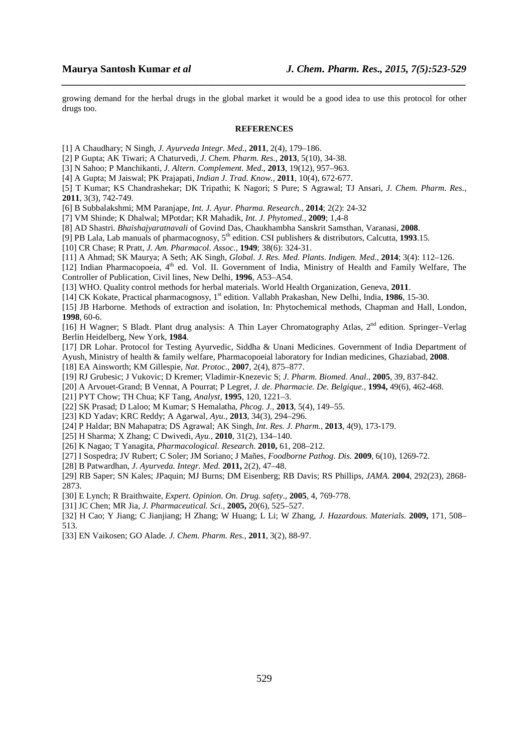growing demand for the herbal drugs in the global market it would be a good idea to use this protocol for other drugs too.

## REFERENCES

[1] A Chaudhary; N Singh, *J. Ayurveda Integr. Med.*, **2011**, 2(4), 179–186.

[2] P Gupta; AK Tiwari; A Chaturvedi, *J. Chem. Pharm. Res.*, **2013**, 5(10), 34-38.

[3] N Sahoo; P Manchikanti, *J. Altern. Complement. Med.*, **2013**, 19(12), 957–963.

[4] A Gupta; M Jaiswal; PK Prajapati, *Indian J. Trad. Know.*, **2011**, 10(4), 672-677.

[5] T Kumar; KS Chandrashekar; DK Tripathi; K Nagori; S Pure; S Agrawal; TJ Ansari, *J. Chem. Pharm. Res.*, **2011**, 3(3), 742-749.

[6] B Subbalakshmi; MM Paranjape, *Int. J. Ayur. Pharma. Research.*, **2014**; 2(2): 24-32

[7] VM Shinde; K Dhalwal; MPotdar; KR Mahadik, *Int. J. Phytomed.*, **2009**; 1,4-8

[8] AD Shastri. *Bhaishajyaratnavali* of Govind Das, Chaukhambha Sanskrit Samsthan, Varanasi, **2008**.

[9] PB Lala, Lab manuals of pharmacognosy, 5th edition. CSI publishers & distributors, Calcutta, **1993**.15.

[10] CR Chase; R Pratt, *J. Am. Pharmacol. Assoc.*, **1949**; 38(6): 324-31.

[11] A Ahmad; SK Maurya; A Seth; AK Singh, *Global. J. Res. Med. Plants. Indigen. Med.*, **2014**; 3(4): 112–126.

[12] Indian Pharmacopoeia, 4th ed. Vol. II. Government of India, Ministry of Health and Family Welfare, The Controller of Publication, Civil lines, New Delhi, **1996**, A53–A54.

[13] WHO. Quality control methods for herbal materials. World Health Organization, Geneva, **2011**.

[14] CK Kokate, Practical pharmacognosy, 1st edition. Vallabh Prakashan, New Delhi, India, **1986**, 15-30.

[15] JB Harborne. Methods of extraction and isolation, In: Phytochemical methods, Chapman and Hall, London, **1998**, 60-6.

[16] H Wagner; S Bladt. Plant drug analysis: A Thin Layer Chromatography Atlas, 2nd edition. Springer–Verlag Berlin Heidelberg, New York, **1984**.

[17] DR Lohar. Protocol for Testing Ayurvedic, Siddha & Unani Medicines. Government of India Department of Ayush, Ministry of health & family welfare, Pharmacopoeial laboratory for Indian medicines, Ghaziabad, **2008**.

[18] EA Ainsworth; KM Gillespie, *Nat. Protoc.*, **2007**, 2(4), 875–877.

[19] RJ Grubesic; J Vukovic; D Kremer; Vladimir-Knezevic S; *J. Pharm. Biomed. Anal.*, **2005**, 39, 837-842.

[20] A Arvouet-Grand; B Vennat, A Pourrat; P Legret, *J. de. Pharmacie. De. Belgique.*, **1994,** 49(6), 462-468.

[21] PYT Chow; TH Chua; KF Tang, *Analyst*, **1995**, 120, 1221–3.

[22] SK Prasad; D Laloo; M Kumar; S Hemalatha, *Phcog. J.*, **2013**, 5(4), 149–55.

[23] KD Yadav; KRC Reddy; A Agarwal, *Ayu.*, **2013**, 34(3), 294–296.

[24] P Haldar; BN Mahapatra; DS Agrawal; AK Singh, *Int. Res. J. Pharm.*, **2013**, 4(9), 173-179.

[25] H Sharma; X Zhang; C Dwivedi, *Ayu.*, **2010**, 31(2), 134–140.

[26] K Nagao; T Yanagita, *Pharmacological. Research.* **2010,** 61, 208–212.

[27] I Sospedra; JV Rubert; C Soler; JM Soriano; J Mañes, *Foodborne Pathog. Dis.* **2009**, 6(10), 1269-72.

[28] B Patwardhan, *J. Ayurveda. Integr. Med.* **2011,** 2(2), 47–48.

[29] RB Saper; SN Kales; JPaquin; MJ Burns; DM Eisenberg; RB Davis; RS Phillips, *JAMA.* **2004**, 292(23), 2868-2873.

[30] E Lynch; R Braithwaite, *Expert. Opinion. On. Drug. safety*., **2005**, 4, 769-778.

[31] JC Chen; MR Jia, *J. Pharmaceutical. Sci.*, **2005,** 20(6), 525–527.

[32] H Cao; Y Jiang; C Jianjiang; H Zhang; W Huang; L Li; W Zhang, *J. Hazardous. Materials.* **2009,** 171, 508–513.

[33] EN Vaikosen; GO Alade. *J. Chem. Pharm. Res.*, **2011**, 3(2), 88-97.